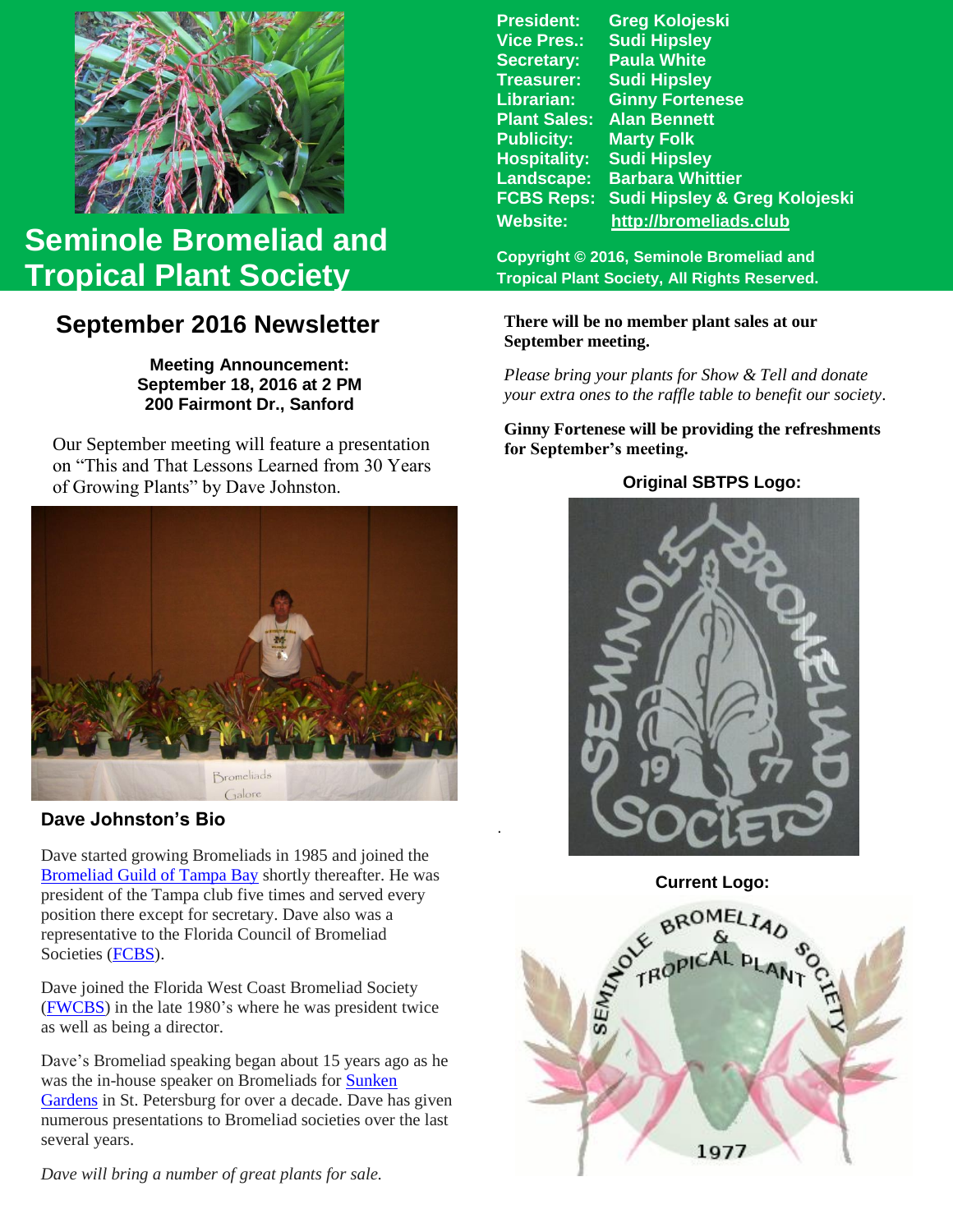# Seminole Bromeliad and Tropical Plant Society

| | |
|---|---|
| President: | Greg Kolojeski |
| Vice Pres.: | Sudi Hipsley |
| Secretary: | Paula White |
| Treasurer: | Sudi Hipsley |
| Librarian: | Ginny Fortenese |
| Plant Sales: | Alan Bennett |
| Publicity: | Marty Folk |
| Hospitality: | Sudi Hipsley |
| Landscape: | Barbara Whittier |
| FCBS Reps: | Sudi Hipsley & Greg Kolojeski |
| Website: | http://bromeliads.club |

**Copyright © 2016, Seminole Bromeliad and Tropical Plant Society, All Rights Reserved.**

## September 2016 Newsletter

**Meeting Announcement:**
**September 18, 2016 at 2 PM**
**200 Fairmont Dr., Sanford**

Our September meeting will feature a presentation on "This and That Lessons Learned from 30 Years of Growing Plants" by Dave Johnston.

### Dave Johnston's Bio

Dave started growing Bromeliads in 1985 and joined the Bromeliad Guild of Tampa Bay shortly thereafter. He was president of the Tampa club five times and served every position there except for secretary. Dave also was a representative to the Florida Council of Bromeliad Societies (FCBS).

Dave joined the Florida West Coast Bromeliad Society (FWCBS) in the late 1980's where he was president twice as well as being a director.

Dave's Bromeliad speaking began about 15 years ago as he was the in-house speaker on Bromeliads for Sunken Gardens in St. Petersburg for over a decade. Dave has given numerous presentations to Bromeliad societies over the last several years.

*Dave will bring a number of great plants for sale.*

**There will be no member plant sales at our September meeting.**

*Please bring your plants for Show & Tell and donate your extra ones to the raffle table to benefit our society.*

**Ginny Fortenese will be providing the refreshments for September's meeting.**

**Original SBTPS Logo:**

**Current Logo:**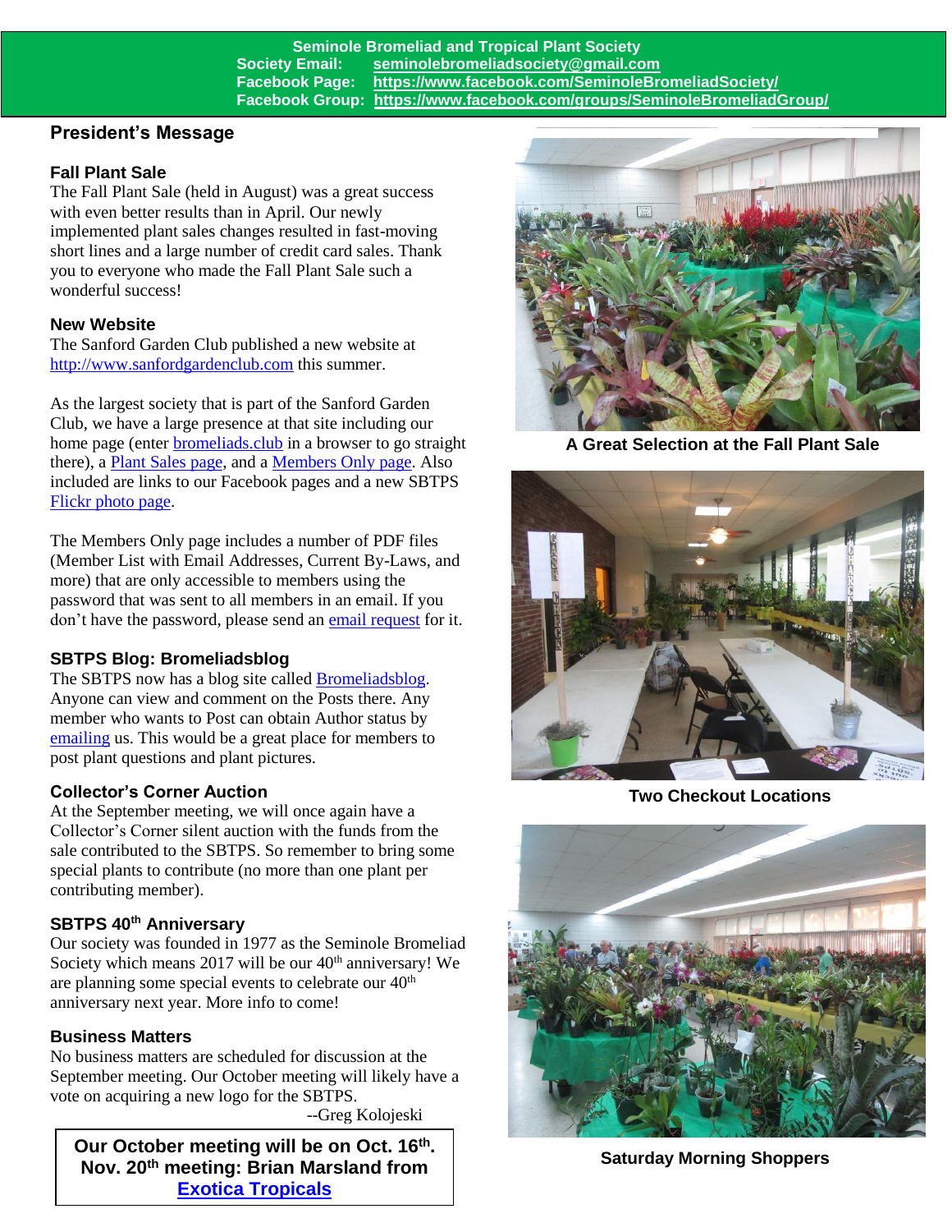**Seminole Bromeliad and Tropical Plant Society**
**Society Email:** seminolebromeliadsociety@gmail.com
**Facebook Page:** https://www.facebook.com/SeminoleBromeliadSociety/
**Facebook Group:** https://www.facebook.com/groups/SeminoleBromeliadGroup/

## President's Message

### Fall Plant Sale

The Fall Plant Sale (held in August) was a great success with even better results than in April. Our newly implemented plant sales changes resulted in fast-moving short lines and a large number of credit card sales. Thank you to everyone who made the Fall Plant Sale such a wonderful success!

### New Website

The Sanford Garden Club published a new website at http://www.sanfordgardenclub.com this summer.

As the largest society that is part of the Sanford Garden Club, we have a large presence at that site including our home page (enter bromeliads.club in a browser to go straight there), a Plant Sales page, and a Members Only page. Also included are links to our Facebook pages and a new SBTPS Flickr photo page.

The Members Only page includes a number of PDF files (Member List with Email Addresses, Current By-Laws, and more) that are only accessible to members using the password that was sent to all members in an email. If you don't have the password, please send an email request for it.

### SBTPS Blog: Bromeliadsblog

The SBTPS now has a blog site called Bromeliadsblog. Anyone can view and comment on the Posts there. Any member who wants to Post can obtain Author status by emailing us. This would be a great place for members to post plant questions and plant pictures.

### Collector's Corner Auction

At the September meeting, we will once again have a Collector's Corner silent auction with the funds from the sale contributed to the SBTPS. So remember to bring some special plants to contribute (no more than one plant per contributing member).

### SBTPS 40th Anniversary

Our society was founded in 1977 as the Seminole Bromeliad Society which means 2017 will be our 40th anniversary! We are planning some special events to celebrate our 40th anniversary next year. More info to come!

### Business Matters

No business matters are scheduled for discussion at the September meeting. Our October meeting will likely have a vote on acquiring a new logo for the SBTPS.

--Greg Kolojeski

**Our October meeting will be on Oct. 16th.**
**Nov. 20th meeting: Brian Marsland from Exotica Tropicals**

A Great Selection at the Fall Plant Sale

Two Checkout Locations

Saturday Morning Shoppers